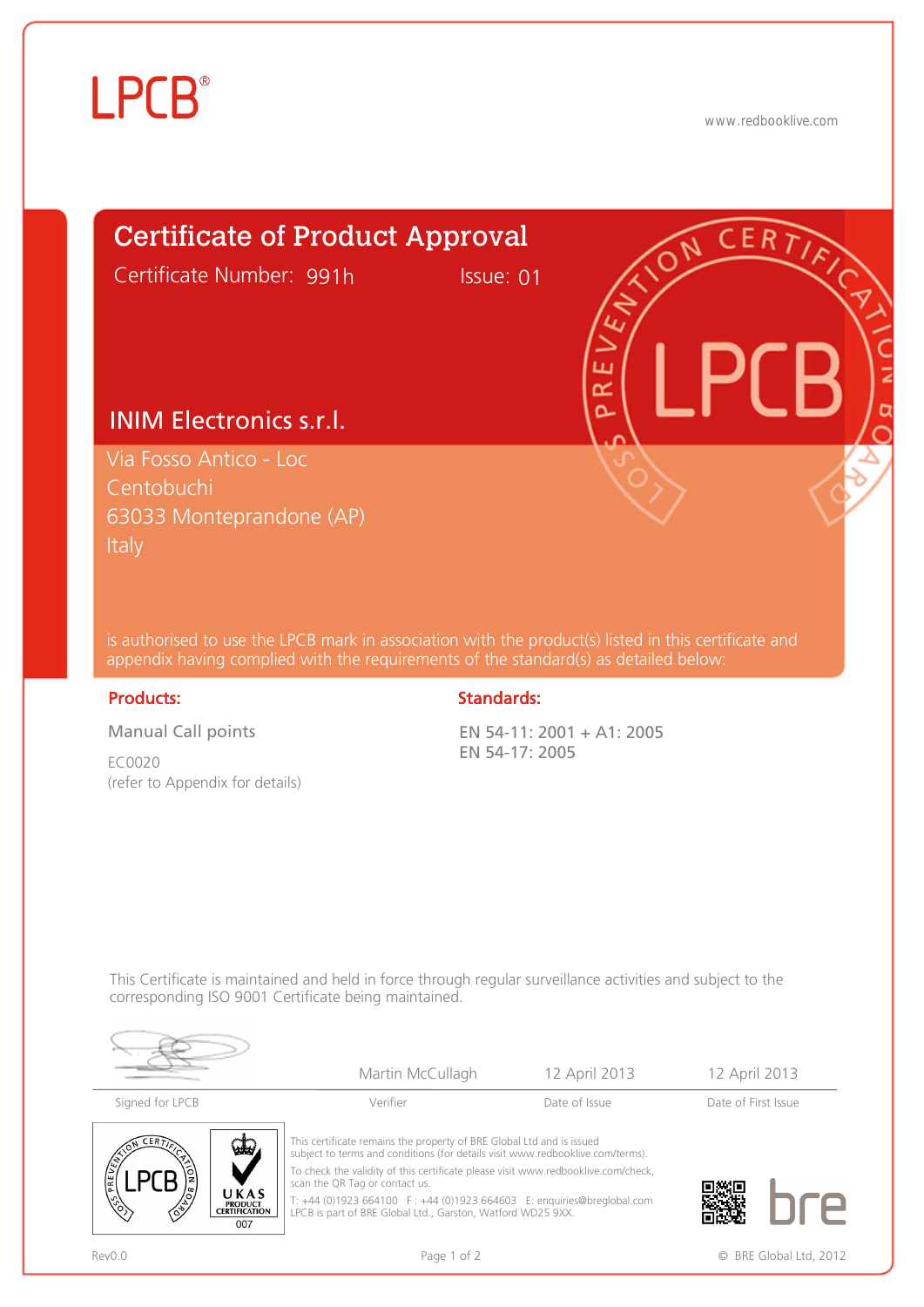LPCB®

www.redbooklive.com

# Certificate of Product Approval

Certificate Number: 991h    Issue: 01

## INIM Electronics s.r.l.

Via Fosso Antico - Loc
Centobuchi
63033 Monteprandone (AP)
Italy

is authorised to use the LPCB mark in association with the product(s) listed in this certificate and appendix having complied with the requirements of the standard(s) as detailed below:

**Products:**

Manual Call points

EC0020
(refer to Appendix for details)

**Standards:**

EN 54-11: 2001 + A1: 2005
EN 54-17: 2005

This Certificate is maintained and held in force through regular surveillance activities and subject to the corresponding ISO 9001 Certificate being maintained.

| Signed for LPCB | Verifier | Date of Issue | Date of First Issue |
|---|---|---|---|
| | Martin McCullagh | 12 April 2013 | 12 April 2013 |

This certificate remains the property of BRE Global Ltd and is issued subject to terms and conditions (for details visit www.redbooklive.com/terms).

To check the validity of this certificate please visit www.redbooklive.com/check, scan the QR Tag or contact us.

T: +44 (0)1923 664100 F : +44 (0)1923 664603 E: enquiries@breglobal.com
LPCB is part of BRE Global Ltd., Garston, Watford WD25 9XX.

Rev0.0

© BRE Global Ltd, 2012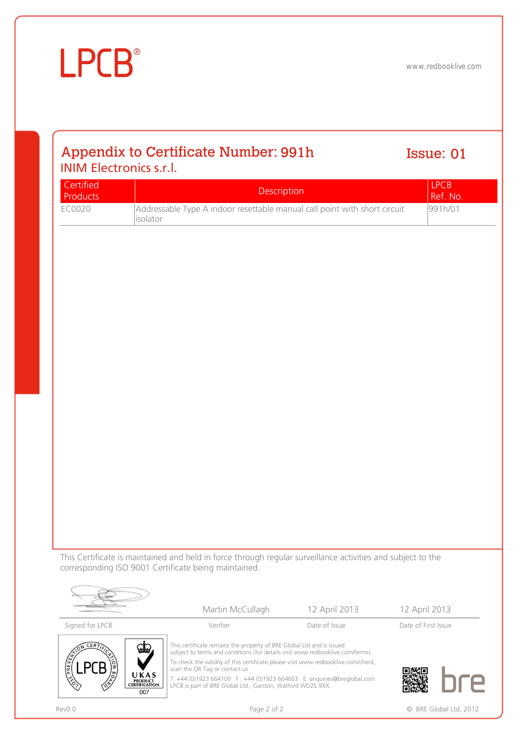LPCB®

www.redbooklive.com

## Appendix to Certificate Number: 991h

**Issue: 01**

INIM Electronics s.r.l.

| Certified Products | Description | LPCB Ref. No. |
|---|---|---|
| EC0020 | Addressable Type A indoor resettable manual call point with short circuit isolator | 991h/01 |

This Certificate is maintained and held in force through regular surveillance activities and subject to the corresponding ISO 9001 Certificate being maintained.

| Signed for LPCB | Verifier | Date of Issue | Date of First Issue |
|---|---|---|---|
| | Martin McCullagh | 12 April 2013 | 12 April 2013 |

This certificate remains the property of BRE Global Ltd and is issued subject to terms and conditions (for details visit www.redbooklive.com/terms).

To check the validity of this certificate please visit www.redbooklive.com/check, scan the QR Tag or contact us.

T: +44 (0)1923 664100 F : +44 (0)1923 664603 E: enquiries@breglobal.com
LPCB is part of BRE Global Ltd., Garston, Watford WD25 9XX.

Rev0.0

© BRE Global Ltd, 2012